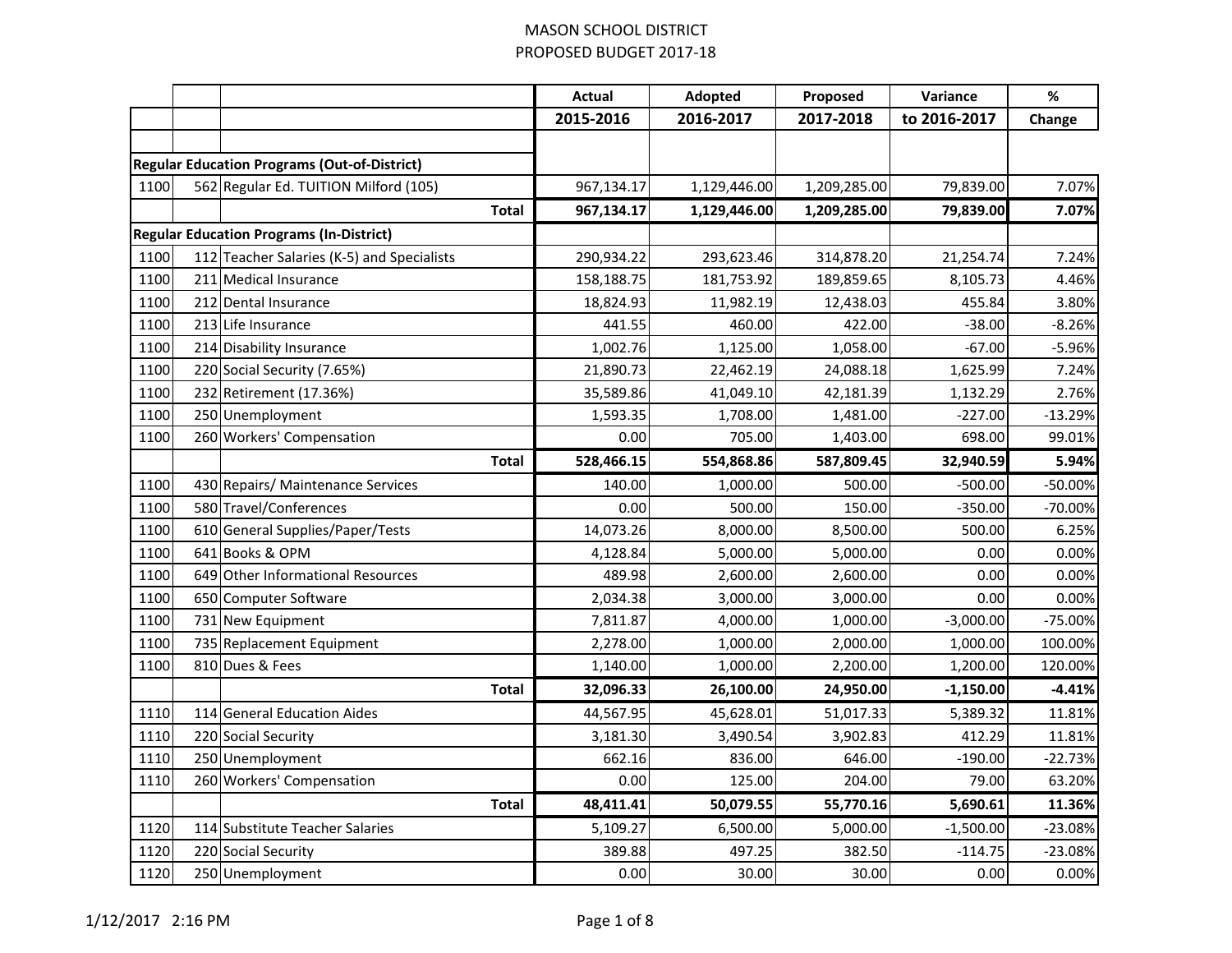# MASON SCHOOL DISTRICT
## PROPOSED BUDGET 2017-18

| | | | Actual | Adopted | Proposed | Variance | % |
|---|---|---|---|---|---|---|---|
| | | | 2015-2016 | 2016-2017 | 2017-2018 | to 2016-2017 | Change |
| | | | | | | | |
| **Regular Education Programs (Out-of-District)** | | | | | | | |
| 1100 | 562 | Regular Ed. TUITION Milford (105) | 967,134.17 | 1,129,446.00 | 1,209,285.00 | 79,839.00 | 7.07% |
| | | **Total** | **967,134.17** | **1,129,446.00** | **1,209,285.00** | **79,839.00** | **7.07%** |
| **Regular Education Programs (In-District)** | | | | | | | |
| 1100 | 112 | Teacher Salaries (K-5) and Specialists | 290,934.22 | 293,623.46 | 314,878.20 | 21,254.74 | 7.24% |
| 1100 | 211 | Medical Insurance | 158,188.75 | 181,753.92 | 189,859.65 | 8,105.73 | 4.46% |
| 1100 | 212 | Dental Insurance | 18,824.93 | 11,982.19 | 12,438.03 | 455.84 | 3.80% |
| 1100 | 213 | Life Insurance | 441.55 | 460.00 | 422.00 | -38.00 | -8.26% |
| 1100 | 214 | Disability Insurance | 1,002.76 | 1,125.00 | 1,058.00 | -67.00 | -5.96% |
| 1100 | 220 | Social Security (7.65%) | 21,890.73 | 22,462.19 | 24,088.18 | 1,625.99 | 7.24% |
| 1100 | 232 | Retirement (17.36%) | 35,589.86 | 41,049.10 | 42,181.39 | 1,132.29 | 2.76% |
| 1100 | 250 | Unemployment | 1,593.35 | 1,708.00 | 1,481.00 | -227.00 | -13.29% |
| 1100 | 260 | Workers' Compensation | 0.00 | 705.00 | 1,403.00 | 698.00 | 99.01% |
| | | **Total** | **528,466.15** | **554,868.86** | **587,809.45** | **32,940.59** | **5.94%** |
| 1100 | 430 | Repairs/ Maintenance Services | 140.00 | 1,000.00 | 500.00 | -500.00 | -50.00% |
| 1100 | 580 | Travel/Conferences | 0.00 | 500.00 | 150.00 | -350.00 | -70.00% |
| 1100 | 610 | General Supplies/Paper/Tests | 14,073.26 | 8,000.00 | 8,500.00 | 500.00 | 6.25% |
| 1100 | 641 | Books & OPM | 4,128.84 | 5,000.00 | 5,000.00 | 0.00 | 0.00% |
| 1100 | 649 | Other Informational Resources | 489.98 | 2,600.00 | 2,600.00 | 0.00 | 0.00% |
| 1100 | 650 | Computer Software | 2,034.38 | 3,000.00 | 3,000.00 | 0.00 | 0.00% |
| 1100 | 731 | New Equipment | 7,811.87 | 4,000.00 | 1,000.00 | -3,000.00 | -75.00% |
| 1100 | 735 | Replacement Equipment | 2,278.00 | 1,000.00 | 2,000.00 | 1,000.00 | 100.00% |
| 1100 | 810 | Dues & Fees | 1,140.00 | 1,000.00 | 2,200.00 | 1,200.00 | 120.00% |
| | | **Total** | **32,096.33** | **26,100.00** | **24,950.00** | **-1,150.00** | **-4.41%** |
| 1110 | 114 | General Education Aides | 44,567.95 | 45,628.01 | 51,017.33 | 5,389.32 | 11.81% |
| 1110 | 220 | Social Security | 3,181.30 | 3,490.54 | 3,902.83 | 412.29 | 11.81% |
| 1110 | 250 | Unemployment | 662.16 | 836.00 | 646.00 | -190.00 | -22.73% |
| 1110 | 260 | Workers' Compensation | 0.00 | 125.00 | 204.00 | 79.00 | 63.20% |
| | | **Total** | **48,411.41** | **50,079.55** | **55,770.16** | **5,690.61** | **11.36%** |
| 1120 | 114 | Substitute Teacher Salaries | 5,109.27 | 6,500.00 | 5,000.00 | -1,500.00 | -23.08% |
| 1120 | 220 | Social Security | 389.88 | 497.25 | 382.50 | -114.75 | -23.08% |
| 1120 | 250 | Unemployment | 0.00 | 30.00 | 30.00 | 0.00 | 0.00% |

1/12/2017 2:16 PM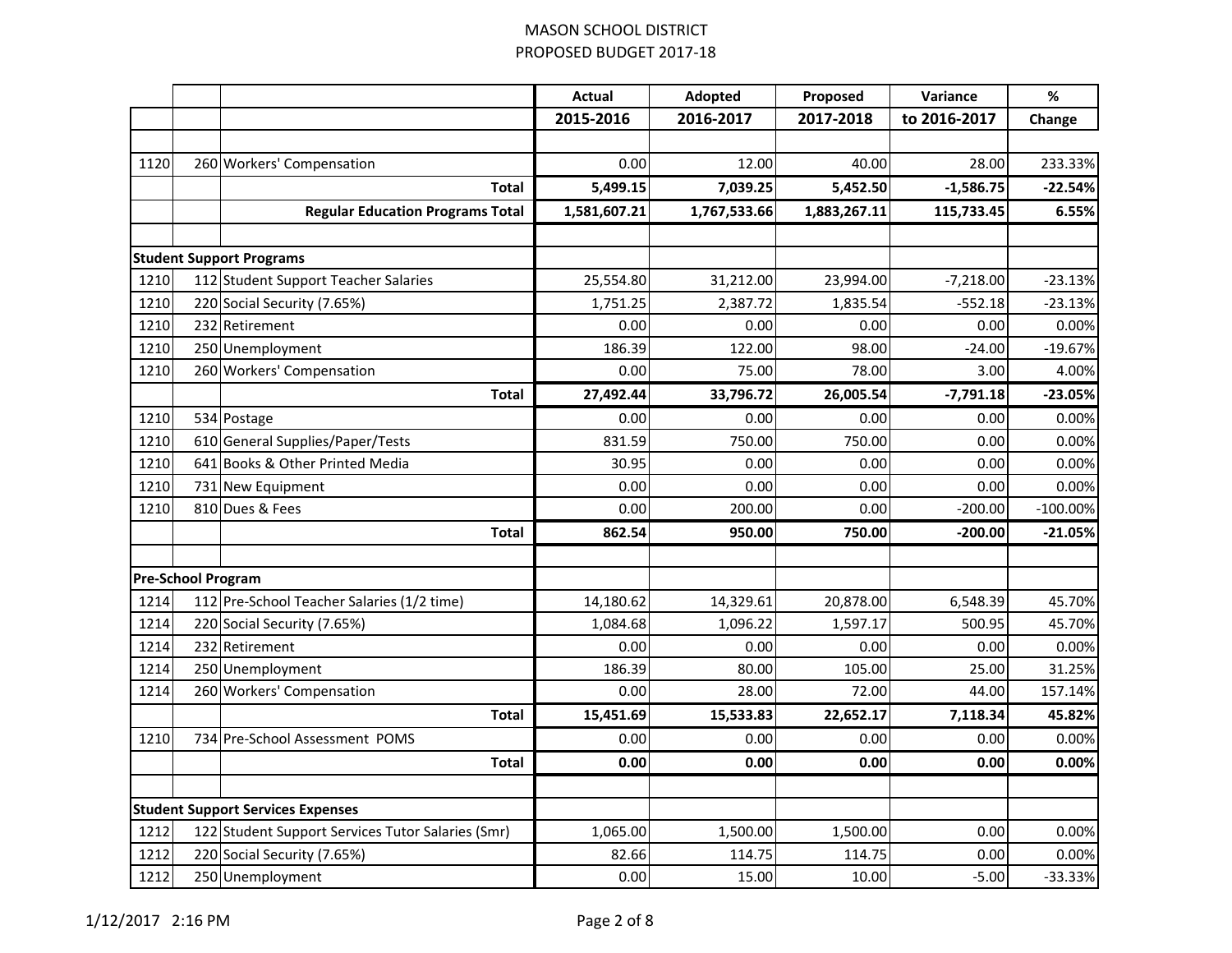MASON SCHOOL DISTRICT
PROPOSED BUDGET 2017-18

| | | | Actual 2015-2016 | Adopted 2016-2017 | Proposed 2017-2018 | Variance to 2016-2017 | % Change |
|---|---|---|---|---|---|---|---|
| | | | | | | | |
| 1120 | 260 | Workers' Compensation | 0.00 | 12.00 | 40.00 | 28.00 | 233.33% |
| | | **Total** | **5,499.15** | **7,039.25** | **5,452.50** | **-1,586.75** | **-22.54%** |
| | | **Regular Education Programs Total** | **1,581,607.21** | **1,767,533.66** | **1,883,267.11** | **115,733.45** | **6.55%** |
| | | | | | | | |
| **Student Support Programs** | | | | | | | |
| 1210 | 112 | Student Support Teacher Salaries | 25,554.80 | 31,212.00 | 23,994.00 | -7,218.00 | -23.13% |
| 1210 | 220 | Social Security (7.65%) | 1,751.25 | 2,387.72 | 1,835.54 | -552.18 | -23.13% |
| 1210 | 232 | Retirement | 0.00 | 0.00 | 0.00 | 0.00 | 0.00% |
| 1210 | 250 | Unemployment | 186.39 | 122.00 | 98.00 | -24.00 | -19.67% |
| 1210 | 260 | Workers' Compensation | 0.00 | 75.00 | 78.00 | 3.00 | 4.00% |
| | | **Total** | **27,492.44** | **33,796.72** | **26,005.54** | **-7,791.18** | **-23.05%** |
| 1210 | 534 | Postage | 0.00 | 0.00 | 0.00 | 0.00 | 0.00% |
| 1210 | 610 | General Supplies/Paper/Tests | 831.59 | 750.00 | 750.00 | 0.00 | 0.00% |
| 1210 | 641 | Books & Other Printed Media | 30.95 | 0.00 | 0.00 | 0.00 | 0.00% |
| 1210 | 731 | New Equipment | 0.00 | 0.00 | 0.00 | 0.00 | 0.00% |
| 1210 | 810 | Dues & Fees | 0.00 | 200.00 | 0.00 | -200.00 | -100.00% |
| | | **Total** | **862.54** | **950.00** | **750.00** | **-200.00** | **-21.05%** |
| | | | | | | | |
| **Pre-School Program** | | | | | | | |
| 1214 | 112 | Pre-School Teacher Salaries (1/2 time) | 14,180.62 | 14,329.61 | 20,878.00 | 6,548.39 | 45.70% |
| 1214 | 220 | Social Security (7.65%) | 1,084.68 | 1,096.22 | 1,597.17 | 500.95 | 45.70% |
| 1214 | 232 | Retirement | 0.00 | 0.00 | 0.00 | 0.00 | 0.00% |
| 1214 | 250 | Unemployment | 186.39 | 80.00 | 105.00 | 25.00 | 31.25% |
| 1214 | 260 | Workers' Compensation | 0.00 | 28.00 | 72.00 | 44.00 | 157.14% |
| | | **Total** | **15,451.69** | **15,533.83** | **22,652.17** | **7,118.34** | **45.82%** |
| 1210 | 734 | Pre-School Assessment POMS | 0.00 | 0.00 | 0.00 | 0.00 | 0.00% |
| | | **Total** | **0.00** | **0.00** | **0.00** | **0.00** | **0.00%** |
| | | | | | | | |
| **Student Support Services Expenses** | | | | | | | |
| 1212 | 122 | Student Support Services Tutor Salaries (Smr) | 1,065.00 | 1,500.00 | 1,500.00 | 0.00 | 0.00% |
| 1212 | 220 | Social Security (7.65%) | 82.66 | 114.75 | 114.75 | 0.00 | 0.00% |
| 1212 | 250 | Unemployment | 0.00 | 15.00 | 10.00 | -5.00 | -33.33% |

1/12/2017 2:16 PM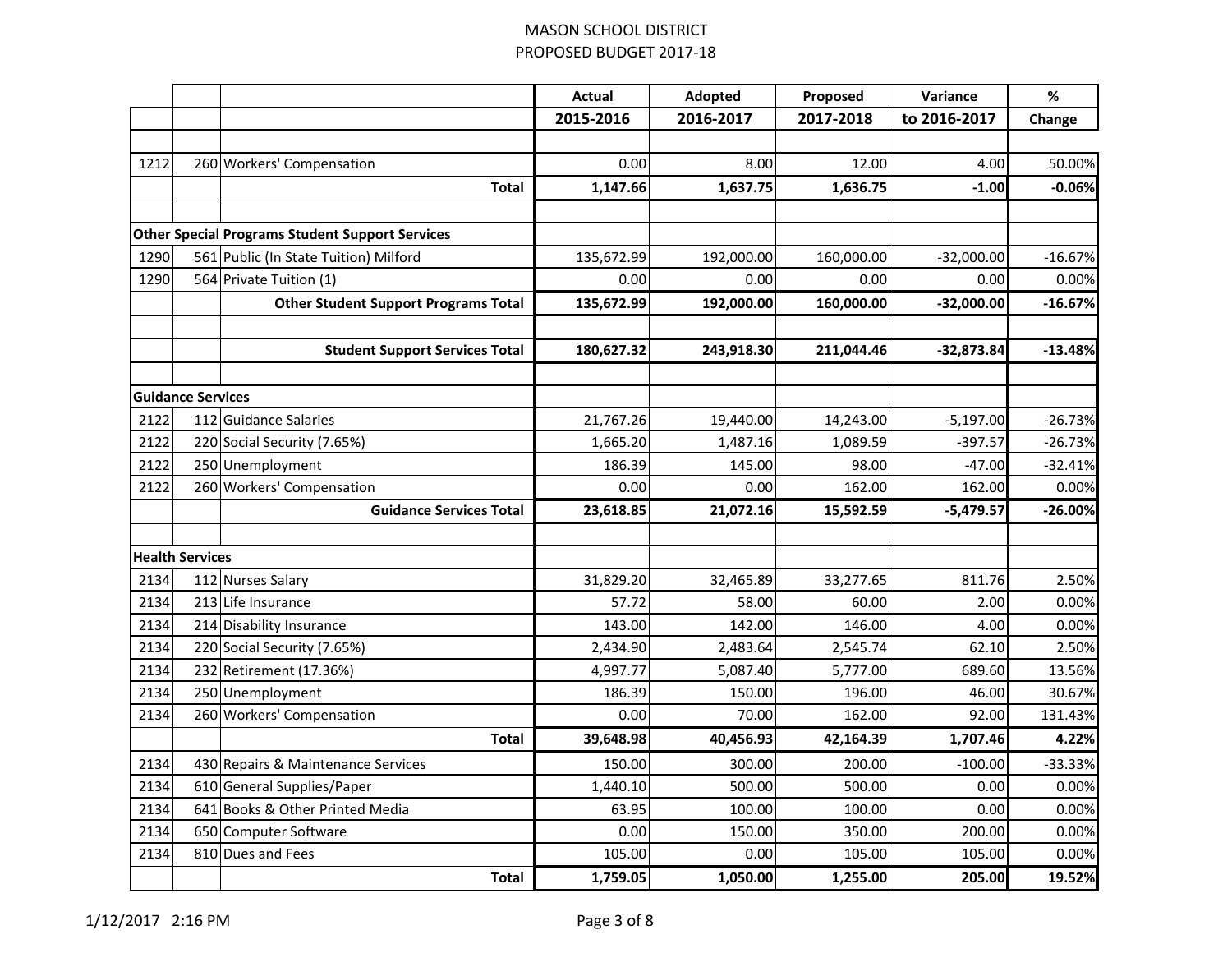MASON SCHOOL DISTRICT
PROPOSED BUDGET 2017-18

| | | | Actual 2015-2016 | Adopted 2016-2017 | Proposed 2017-2018 | Variance to 2016-2017 | % Change |
|---|---|---|---|---|---|---|---|
| 1212 | 260 | Workers' Compensation | 0.00 | 8.00 | 12.00 | 4.00 | 50.00% |
| | | **Total** | **1,147.66** | **1,637.75** | **1,636.75** | **-1.00** | **-0.06%** |
| **Other Special Programs Student Support Services** | | | | | | | |
| 1290 | 561 | Public (In State Tuition) Milford | 135,672.99 | 192,000.00 | 160,000.00 | -32,000.00 | -16.67% |
| 1290 | 564 | Private Tuition (1) | 0.00 | 0.00 | 0.00 | 0.00 | 0.00% |
| | | **Other Student Support Programs Total** | **135,672.99** | **192,000.00** | **160,000.00** | **-32,000.00** | **-16.67%** |
| | | **Student Support Services Total** | **180,627.32** | **243,918.30** | **211,044.46** | **-32,873.84** | **-13.48%** |
| **Guidance Services** | | | | | | | |
| 2122 | 112 | Guidance Salaries | 21,767.26 | 19,440.00 | 14,243.00 | -5,197.00 | -26.73% |
| 2122 | 220 | Social Security (7.65%) | 1,665.20 | 1,487.16 | 1,089.59 | -397.57 | -26.73% |
| 2122 | 250 | Unemployment | 186.39 | 145.00 | 98.00 | -47.00 | -32.41% |
| 2122 | 260 | Workers' Compensation | 0.00 | 0.00 | 162.00 | 162.00 | 0.00% |
| | | **Guidance Services Total** | **23,618.85** | **21,072.16** | **15,592.59** | **-5,479.57** | **-26.00%** |
| **Health Services** | | | | | | | |
| 2134 | 112 | Nurses Salary | 31,829.20 | 32,465.89 | 33,277.65 | 811.76 | 2.50% |
| 2134 | 213 | Life Insurance | 57.72 | 58.00 | 60.00 | 2.00 | 0.00% |
| 2134 | 214 | Disability Insurance | 143.00 | 142.00 | 146.00 | 4.00 | 0.00% |
| 2134 | 220 | Social Security (7.65%) | 2,434.90 | 2,483.64 | 2,545.74 | 62.10 | 2.50% |
| 2134 | 232 | Retirement (17.36%) | 4,997.77 | 5,087.40 | 5,777.00 | 689.60 | 13.56% |
| 2134 | 250 | Unemployment | 186.39 | 150.00 | 196.00 | 46.00 | 30.67% |
| 2134 | 260 | Workers' Compensation | 0.00 | 70.00 | 162.00 | 92.00 | 131.43% |
| | | **Total** | **39,648.98** | **40,456.93** | **42,164.39** | **1,707.46** | **4.22%** |
| 2134 | 430 | Repairs & Maintenance Services | 150.00 | 300.00 | 200.00 | -100.00 | -33.33% |
| 2134 | 610 | General Supplies/Paper | 1,440.10 | 500.00 | 500.00 | 0.00 | 0.00% |
| 2134 | 641 | Books & Other Printed Media | 63.95 | 100.00 | 100.00 | 0.00 | 0.00% |
| 2134 | 650 | Computer Software | 0.00 | 150.00 | 350.00 | 200.00 | 0.00% |
| 2134 | 810 | Dues and Fees | 105.00 | 0.00 | 105.00 | 105.00 | 0.00% |
| | | **Total** | **1,759.05** | **1,050.00** | **1,255.00** | **205.00** | **19.52%** |

1/12/2017 2:16 PM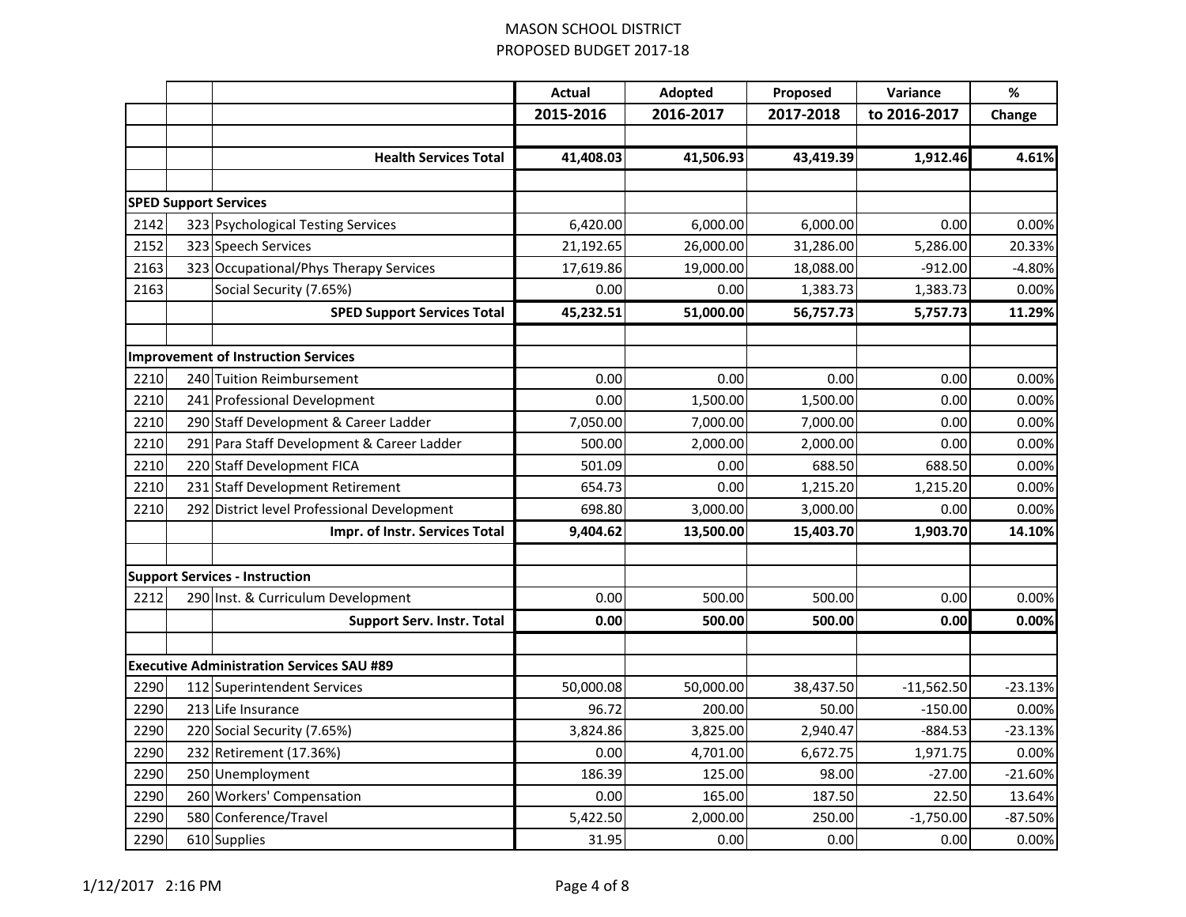MASON SCHOOL DISTRICT
PROPOSED BUDGET 2017-18

| | | | Actual 2015-2016 | Adopted 2016-2017 | Proposed 2017-2018 | Variance to 2016-2017 | % Change |
|---|---|---|---|---|---|---|---|
| | | **Health Services Total** | **41,408.03** | **41,506.93** | **43,419.39** | **1,912.46** | **4.61%** |
| | | | | | | | |
| **SPED Support Services** | | | | | | | |
| 2142 | 323 | Psychological Testing Services | 6,420.00 | 6,000.00 | 6,000.00 | 0.00 | 0.00% |
| 2152 | 323 | Speech Services | 21,192.65 | 26,000.00 | 31,286.00 | 5,286.00 | 20.33% |
| 2163 | 323 | Occupational/Phys Therapy Services | 17,619.86 | 19,000.00 | 18,088.00 | -912.00 | -4.80% |
| 2163 | | Social Security (7.65%) | 0.00 | 0.00 | 1,383.73 | 1,383.73 | 0.00% |
| | | **SPED Support Services Total** | **45,232.51** | **51,000.00** | **56,757.73** | **5,757.73** | **11.29%** |
| | | | | | | | |
| **Improvement of Instruction Services** | | | | | | | |
| 2210 | 240 | Tuition Reimbursement | 0.00 | 0.00 | 0.00 | 0.00 | 0.00% |
| 2210 | 241 | Professional Development | 0.00 | 1,500.00 | 1,500.00 | 0.00 | 0.00% |
| 2210 | 290 | Staff Development & Career Ladder | 7,050.00 | 7,000.00 | 7,000.00 | 0.00 | 0.00% |
| 2210 | 291 | Para Staff Development & Career Ladder | 500.00 | 2,000.00 | 2,000.00 | 0.00 | 0.00% |
| 2210 | 220 | Staff Development FICA | 501.09 | 0.00 | 688.50 | 688.50 | 0.00% |
| 2210 | 231 | Staff Development Retirement | 654.73 | 0.00 | 1,215.20 | 1,215.20 | 0.00% |
| 2210 | 292 | District level Professional Development | 698.80 | 3,000.00 | 3,000.00 | 0.00 | 0.00% |
| | | **Impr. of Instr. Services Total** | **9,404.62** | **13,500.00** | **15,403.70** | **1,903.70** | **14.10%** |
| | | | | | | | |
| **Support Services - Instruction** | | | | | | | |
| 2212 | 290 | Inst. & Curriculum Development | 0.00 | 500.00 | 500.00 | 0.00 | 0.00% |
| | | **Support Serv. Instr. Total** | **0.00** | **500.00** | **500.00** | **0.00** | **0.00%** |
| | | | | | | | |
| **Executive Administration Services SAU #89** | | | | | | | |
| 2290 | 112 | Superintendent Services | 50,000.08 | 50,000.00 | 38,437.50 | -11,562.50 | -23.13% |
| 2290 | 213 | Life Insurance | 96.72 | 200.00 | 50.00 | -150.00 | 0.00% |
| 2290 | 220 | Social Security (7.65%) | 3,824.86 | 3,825.00 | 2,940.47 | -884.53 | -23.13% |
| 2290 | 232 | Retirement (17.36%) | 0.00 | 4,701.00 | 6,672.75 | 1,971.75 | 0.00% |
| 2290 | 250 | Unemployment | 186.39 | 125.00 | 98.00 | -27.00 | -21.60% |
| 2290 | 260 | Workers' Compensation | 0.00 | 165.00 | 187.50 | 22.50 | 13.64% |
| 2290 | 580 | Conference/Travel | 5,422.50 | 2,000.00 | 250.00 | -1,750.00 | -87.50% |
| 2290 | 610 | Supplies | 31.95 | 0.00 | 0.00 | 0.00 | 0.00% |

1/12/2017 2:16 PM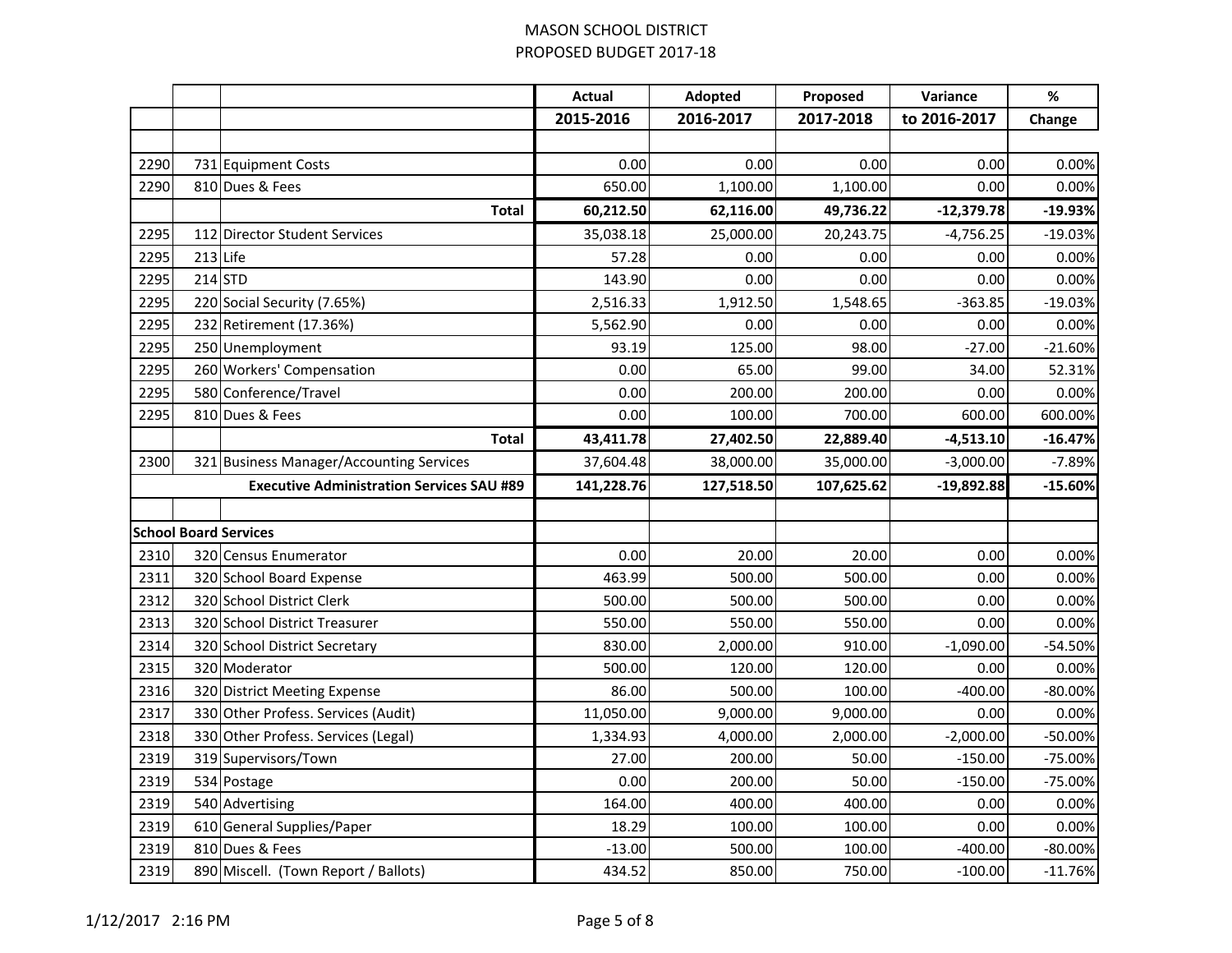# MASON SCHOOL DISTRICT
## PROPOSED BUDGET 2017-18

| | | | Actual 2015-2016 | Adopted 2016-2017 | Proposed 2017-2018 | Variance to 2016-2017 | % Change |
|---|---|---|---|---|---|---|---|
| 2290 | 731 | Equipment Costs | 0.00 | 0.00 | 0.00 | 0.00 | 0.00% |
| 2290 | 810 | Dues & Fees | 650.00 | 1,100.00 | 1,100.00 | 0.00 | 0.00% |
| | | **Total** | **60,212.50** | **62,116.00** | **49,736.22** | **-12,379.78** | **-19.93%** |
| 2295 | 112 | Director Student Services | 35,038.18 | 25,000.00 | 20,243.75 | -4,756.25 | -19.03% |
| 2295 | 213 | Life | 57.28 | 0.00 | 0.00 | 0.00 | 0.00% |
| 2295 | 214 | STD | 143.90 | 0.00 | 0.00 | 0.00 | 0.00% |
| 2295 | 220 | Social Security (7.65%) | 2,516.33 | 1,912.50 | 1,548.65 | -363.85 | -19.03% |
| 2295 | 232 | Retirement (17.36%) | 5,562.90 | 0.00 | 0.00 | 0.00 | 0.00% |
| 2295 | 250 | Unemployment | 93.19 | 125.00 | 98.00 | -27.00 | -21.60% |
| 2295 | 260 | Workers' Compensation | 0.00 | 65.00 | 99.00 | 34.00 | 52.31% |
| 2295 | 580 | Conference/Travel | 0.00 | 200.00 | 200.00 | 0.00 | 0.00% |
| 2295 | 810 | Dues & Fees | 0.00 | 100.00 | 700.00 | 600.00 | 600.00% |
| | | **Total** | **43,411.78** | **27,402.50** | **22,889.40** | **-4,513.10** | **-16.47%** |
| 2300 | 321 | Business Manager/Accounting Services | 37,604.48 | 38,000.00 | 35,000.00 | -3,000.00 | -7.89% |
| | | **Executive Administration Services SAU #89** | **141,228.76** | **127,518.50** | **107,625.62** | **-19,892.88** | **-15.60%** |
| | | | | | | | |
| **School Board Services** | | | | | | | |
| 2310 | 320 | Census Enumerator | 0.00 | 20.00 | 20.00 | 0.00 | 0.00% |
| 2311 | 320 | School Board Expense | 463.99 | 500.00 | 500.00 | 0.00 | 0.00% |
| 2312 | 320 | School District Clerk | 500.00 | 500.00 | 500.00 | 0.00 | 0.00% |
| 2313 | 320 | School District Treasurer | 550.00 | 550.00 | 550.00 | 0.00 | 0.00% |
| 2314 | 320 | School District Secretary | 830.00 | 2,000.00 | 910.00 | -1,090.00 | -54.50% |
| 2315 | 320 | Moderator | 500.00 | 120.00 | 120.00 | 0.00 | 0.00% |
| 2316 | 320 | District Meeting Expense | 86.00 | 500.00 | 100.00 | -400.00 | -80.00% |
| 2317 | 330 | Other Profess. Services (Audit) | 11,050.00 | 9,000.00 | 9,000.00 | 0.00 | 0.00% |
| 2318 | 330 | Other Profess. Services (Legal) | 1,334.93 | 4,000.00 | 2,000.00 | -2,000.00 | -50.00% |
| 2319 | 319 | Supervisors/Town | 27.00 | 200.00 | 50.00 | -150.00 | -75.00% |
| 2319 | 534 | Postage | 0.00 | 200.00 | 50.00 | -150.00 | -75.00% |
| 2319 | 540 | Advertising | 164.00 | 400.00 | 400.00 | 0.00 | 0.00% |
| 2319 | 610 | General Supplies/Paper | 18.29 | 100.00 | 100.00 | 0.00 | 0.00% |
| 2319 | 810 | Dues & Fees | -13.00 | 500.00 | 100.00 | -400.00 | -80.00% |
| 2319 | 890 | Miscell. (Town Report / Ballots) | 434.52 | 850.00 | 750.00 | -100.00 | -11.76% |

1/12/2017 2:16 PM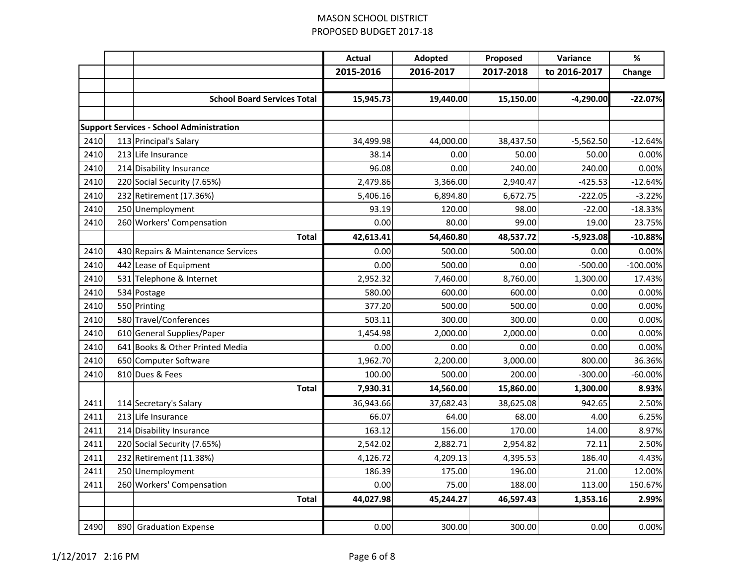MASON SCHOOL DISTRICT
PROPOSED BUDGET 2017-18

| | | | Actual 2015-2016 | Adopted 2016-2017 | Proposed 2017-2018 | Variance to 2016-2017 | % Change |
|---|---|---|---|---|---|---|---|
| | | | | | | | |
| | | **School Board Services Total** | **15,945.73** | **19,440.00** | **15,150.00** | **-4,290.00** | **-22.07%** |
| | | | | | | | |
| **Support Services - School Administration** | | | | | | | |
| 2410 | 113 | Principal's Salary | 34,499.98 | 44,000.00 | 38,437.50 | -5,562.50 | -12.64% |
| 2410 | 213 | Life Insurance | 38.14 | 0.00 | 50.00 | 50.00 | 0.00% |
| 2410 | 214 | Disability Insurance | 96.08 | 0.00 | 240.00 | 240.00 | 0.00% |
| 2410 | 220 | Social Security (7.65%) | 2,479.86 | 3,366.00 | 2,940.47 | -425.53 | -12.64% |
| 2410 | 232 | Retirement (17.36%) | 5,406.16 | 6,894.80 | 6,672.75 | -222.05 | -3.22% |
| 2410 | 250 | Unemployment | 93.19 | 120.00 | 98.00 | -22.00 | -18.33% |
| 2410 | 260 | Workers' Compensation | 0.00 | 80.00 | 99.00 | 19.00 | 23.75% |
| | | **Total** | **42,613.41** | **54,460.80** | **48,537.72** | **-5,923.08** | **-10.88%** |
| 2410 | 430 | Repairs & Maintenance Services | 0.00 | 500.00 | 500.00 | 0.00 | 0.00% |
| 2410 | 442 | Lease of Equipment | 0.00 | 500.00 | 0.00 | -500.00 | -100.00% |
| 2410 | 531 | Telephone & Internet | 2,952.32 | 7,460.00 | 8,760.00 | 1,300.00 | 17.43% |
| 2410 | 534 | Postage | 580.00 | 600.00 | 600.00 | 0.00 | 0.00% |
| 2410 | 550 | Printing | 377.20 | 500.00 | 500.00 | 0.00 | 0.00% |
| 2410 | 580 | Travel/Conferences | 503.11 | 300.00 | 300.00 | 0.00 | 0.00% |
| 2410 | 610 | General Supplies/Paper | 1,454.98 | 2,000.00 | 2,000.00 | 0.00 | 0.00% |
| 2410 | 641 | Books & Other Printed Media | 0.00 | 0.00 | 0.00 | 0.00 | 0.00% |
| 2410 | 650 | Computer Software | 1,962.70 | 2,200.00 | 3,000.00 | 800.00 | 36.36% |
| 2410 | 810 | Dues & Fees | 100.00 | 500.00 | 200.00 | -300.00 | -60.00% |
| | | **Total** | **7,930.31** | **14,560.00** | **15,860.00** | **1,300.00** | **8.93%** |
| 2411 | 114 | Secretary's Salary | 36,943.66 | 37,682.43 | 38,625.08 | 942.65 | 2.50% |
| 2411 | 213 | Life Insurance | 66.07 | 64.00 | 68.00 | 4.00 | 6.25% |
| 2411 | 214 | Disability Insurance | 163.12 | 156.00 | 170.00 | 14.00 | 8.97% |
| 2411 | 220 | Social Security (7.65%) | 2,542.02 | 2,882.71 | 2,954.82 | 72.11 | 2.50% |
| 2411 | 232 | Retirement (11.38%) | 4,126.72 | 4,209.13 | 4,395.53 | 186.40 | 4.43% |
| 2411 | 250 | Unemployment | 186.39 | 175.00 | 196.00 | 21.00 | 12.00% |
| 2411 | 260 | Workers' Compensation | 0.00 | 75.00 | 188.00 | 113.00 | 150.67% |
| | | **Total** | **44,027.98** | **45,244.27** | **46,597.43** | **1,353.16** | **2.99%** |
| | | | | | | | |
| 2490 | 890 | Graduation Expense | 0.00 | 300.00 | 300.00 | 0.00 | 0.00% |

1/12/2017 2:16 PM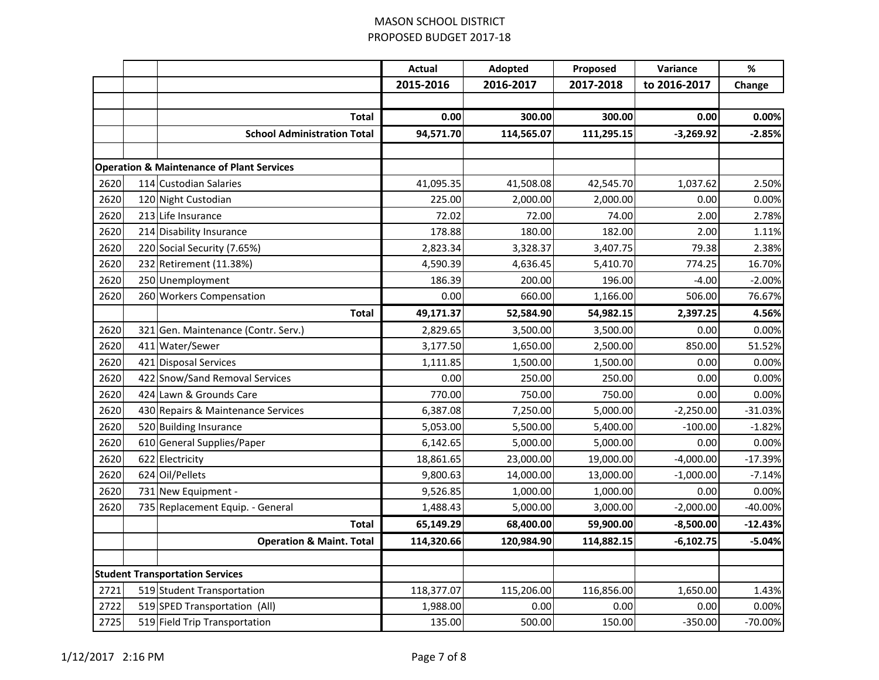# MASON SCHOOL DISTRICT
## PROPOSED BUDGET 2017-18

| | | | Actual | Adopted | Proposed | Variance | % |
|---|---|---|---|---|---|---|---|
| | | | 2015-2016 | 2016-2017 | 2017-2018 | to 2016-2017 | Change |
| | | | | | | | |
| | | **Total** | **0.00** | **300.00** | **300.00** | **0.00** | **0.00%** |
| | | **School Administration Total** | **94,571.70** | **114,565.07** | **111,295.15** | **-3,269.92** | **-2.85%** |
| | | | | | | | |
| **Operation & Maintenance of Plant Services** | | | | | | | |
| 2620 | 114 | Custodian Salaries | 41,095.35 | 41,508.08 | 42,545.70 | 1,037.62 | 2.50% |
| 2620 | 120 | Night Custodian | 225.00 | 2,000.00 | 2,000.00 | 0.00 | 0.00% |
| 2620 | 213 | Life Insurance | 72.02 | 72.00 | 74.00 | 2.00 | 2.78% |
| 2620 | 214 | Disability Insurance | 178.88 | 180.00 | 182.00 | 2.00 | 1.11% |
| 2620 | 220 | Social Security (7.65%) | 2,823.34 | 3,328.37 | 3,407.75 | 79.38 | 2.38% |
| 2620 | 232 | Retirement (11.38%) | 4,590.39 | 4,636.45 | 5,410.70 | 774.25 | 16.70% |
| 2620 | 250 | Unemployment | 186.39 | 200.00 | 196.00 | -4.00 | -2.00% |
| 2620 | 260 | Workers Compensation | 0.00 | 660.00 | 1,166.00 | 506.00 | 76.67% |
| | | **Total** | **49,171.37** | **52,584.90** | **54,982.15** | **2,397.25** | **4.56%** |
| 2620 | 321 | Gen. Maintenance (Contr. Serv.) | 2,829.65 | 3,500.00 | 3,500.00 | 0.00 | 0.00% |
| 2620 | 411 | Water/Sewer | 3,177.50 | 1,650.00 | 2,500.00 | 850.00 | 51.52% |
| 2620 | 421 | Disposal Services | 1,111.85 | 1,500.00 | 1,500.00 | 0.00 | 0.00% |
| 2620 | 422 | Snow/Sand Removal Services | 0.00 | 250.00 | 250.00 | 0.00 | 0.00% |
| 2620 | 424 | Lawn & Grounds Care | 770.00 | 750.00 | 750.00 | 0.00 | 0.00% |
| 2620 | 430 | Repairs & Maintenance Services | 6,387.08 | 7,250.00 | 5,000.00 | -2,250.00 | -31.03% |
| 2620 | 520 | Building Insurance | 5,053.00 | 5,500.00 | 5,400.00 | -100.00 | -1.82% |
| 2620 | 610 | General Supplies/Paper | 6,142.65 | 5,000.00 | 5,000.00 | 0.00 | 0.00% |
| 2620 | 622 | Electricity | 18,861.65 | 23,000.00 | 19,000.00 | -4,000.00 | -17.39% |
| 2620 | 624 | Oil/Pellets | 9,800.63 | 14,000.00 | 13,000.00 | -1,000.00 | -7.14% |
| 2620 | 731 | New Equipment - | 9,526.85 | 1,000.00 | 1,000.00 | 0.00 | 0.00% |
| 2620 | 735 | Replacement Equip. - General | 1,488.43 | 5,000.00 | 3,000.00 | -2,000.00 | -40.00% |
| | | **Total** | **65,149.29** | **68,400.00** | **59,900.00** | **-8,500.00** | **-12.43%** |
| | | **Operation & Maint. Total** | **114,320.66** | **120,984.90** | **114,882.15** | **-6,102.75** | **-5.04%** |
| | | | | | | | |
| **Student Transportation Services** | | | | | | | |
| 2721 | 519 | Student Transportation | 118,377.07 | 115,206.00 | 116,856.00 | 1,650.00 | 1.43% |
| 2722 | 519 | SPED Transportation (All) | 1,988.00 | 0.00 | 0.00 | 0.00 | 0.00% |
| 2725 | 519 | Field Trip Transportation | 135.00 | 500.00 | 150.00 | -350.00 | -70.00% |

1/12/2017 2:16 PM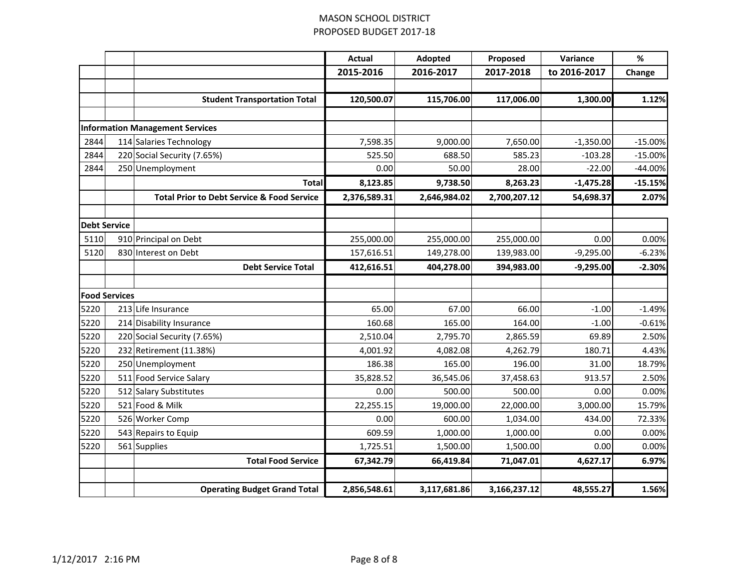MASON SCHOOL DISTRICT
PROPOSED BUDGET 2017-18

| | | | Actual | Adopted | Proposed | Variance | % |
|---|---|---|---|---|---|---|---|
| | | | 2015-2016 | 2016-2017 | 2017-2018 | to 2016-2017 | Change |
| | | | | | | | |
| | | **Student Transportation Total** | **120,500.07** | **115,706.00** | **117,006.00** | **1,300.00** | **1.12%** |
| | | | | | | | |
| **Information Management Services** | | | | | | | |
| 2844 | 114 | Salaries Technology | 7,598.35 | 9,000.00 | 7,650.00 | -1,350.00 | -15.00% |
| 2844 | 220 | Social Security (7.65%) | 525.50 | 688.50 | 585.23 | -103.28 | -15.00% |
| 2844 | 250 | Unemployment | 0.00 | 50.00 | 28.00 | -22.00 | -44.00% |
| | | **Total** | **8,123.85** | **9,738.50** | **8,263.23** | **-1,475.28** | **-15.15%** |
| | | **Total Prior to Debt Service & Food Service** | **2,376,589.31** | **2,646,984.02** | **2,700,207.12** | **54,698.37** | **2.07%** |
| | | | | | | | |
| **Debt Service** | | | | | | | |
| 5110 | 910 | Principal on Debt | 255,000.00 | 255,000.00 | 255,000.00 | 0.00 | 0.00% |
| 5120 | 830 | Interest on Debt | 157,616.51 | 149,278.00 | 139,983.00 | -9,295.00 | -6.23% |
| | | **Debt Service Total** | **412,616.51** | **404,278.00** | **394,983.00** | **-9,295.00** | **-2.30%** |
| | | | | | | | |
| **Food Services** | | | | | | | |
| 5220 | 213 | Life Insurance | 65.00 | 67.00 | 66.00 | -1.00 | -1.49% |
| 5220 | 214 | Disability Insurance | 160.68 | 165.00 | 164.00 | -1.00 | -0.61% |
| 5220 | 220 | Social Security (7.65%) | 2,510.04 | 2,795.70 | 2,865.59 | 69.89 | 2.50% |
| 5220 | 232 | Retirement (11.38%) | 4,001.92 | 4,082.08 | 4,262.79 | 180.71 | 4.43% |
| 5220 | 250 | Unemployment | 186.38 | 165.00 | 196.00 | 31.00 | 18.79% |
| 5220 | 511 | Food Service Salary | 35,828.52 | 36,545.06 | 37,458.63 | 913.57 | 2.50% |
| 5220 | 512 | Salary Substitutes | 0.00 | 500.00 | 500.00 | 0.00 | 0.00% |
| 5220 | 521 | Food & Milk | 22,255.15 | 19,000.00 | 22,000.00 | 3,000.00 | 15.79% |
| 5220 | 526 | Worker Comp | 0.00 | 600.00 | 1,034.00 | 434.00 | 72.33% |
| 5220 | 543 | Repairs to Equip | 609.59 | 1,000.00 | 1,000.00 | 0.00 | 0.00% |
| 5220 | 561 | Supplies | 1,725.51 | 1,500.00 | 1,500.00 | 0.00 | 0.00% |
| | | **Total Food Service** | **67,342.79** | **66,419.84** | **71,047.01** | **4,627.17** | **6.97%** |
| | | | | | | | |
| | | **Operating Budget Grand Total** | **2,856,548.61** | **3,117,681.86** | **3,166,237.12** | **48,555.27** | **1.56%** |

1/12/2017 2:16 PM